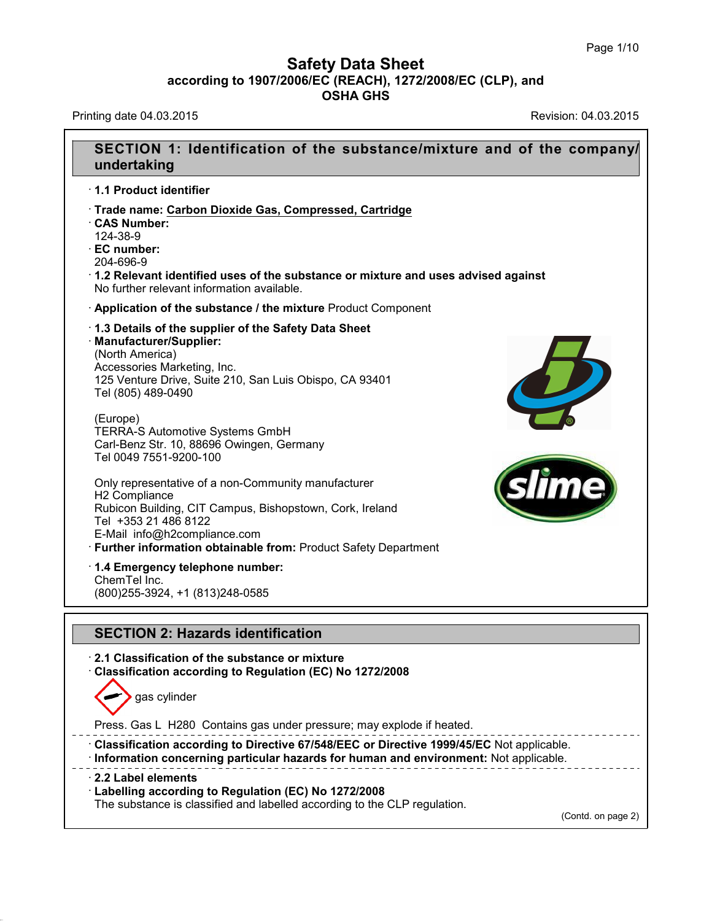# Safety Data Sheet

**according to 1907/2006/EC (REACH), 1272/2008/EC (CLP), and OSHA GHS**

Printing date 04.03.2015 Revision: 04.03.2015

## SECTION 1: Identification of the substance/mixture and of the company/undertaking

· **1.1 Product identifier**

· **Trade name: Carbon Dioxide Gas, Compressed, Cartridge**

· **CAS Number:**
124-38-9

· **EC number:**
204-696-9

· **1.2 Relevant identified uses of the substance or mixture and uses advised against**
No further relevant information available.

· **Application of the substance / the mixture** Product Component

· **1.3 Details of the supplier of the Safety Data Sheet**

· **Manufacturer/Supplier:**
(North America)
Accessories Marketing, Inc.
125 Venture Drive, Suite 210, San Luis Obispo, CA 93401
Tel (805) 489-0490

(Europe)
TERRA-S Automotive Systems GmbH
Carl-Benz Str. 10, 88696 Owingen, Germany
Tel 0049 7551-9200-100

Only representative of a non-Community manufacturer
H2 Compliance
Rubicon Building, CIT Campus, Bishopstown, Cork, Ireland
Tel +353 21 486 8122
E-Mail info@h2compliance.com

· **Further information obtainable from:** Product Safety Department

· **1.4 Emergency telephone number:**
ChemTel Inc.
(800)255-3924, +1 (813)248-0585

## SECTION 2: Hazards identification

· **2.1 Classification of the substance or mixture**

· **Classification according to Regulation (EC) No 1272/2008**

gas cylinder

Press. Gas L H280 Contains gas under pressure; may explode if heated.

· **Classification according to Directive 67/548/EEC or Directive 1999/45/EC** Not applicable.

· **Information concerning particular hazards for human and environment:** Not applicable.

· **2.2 Label elements**

· **Labelling according to Regulation (EC) No 1272/2008**
The substance is classified and labelled according to the CLP regulation.

(Contd. on page 2)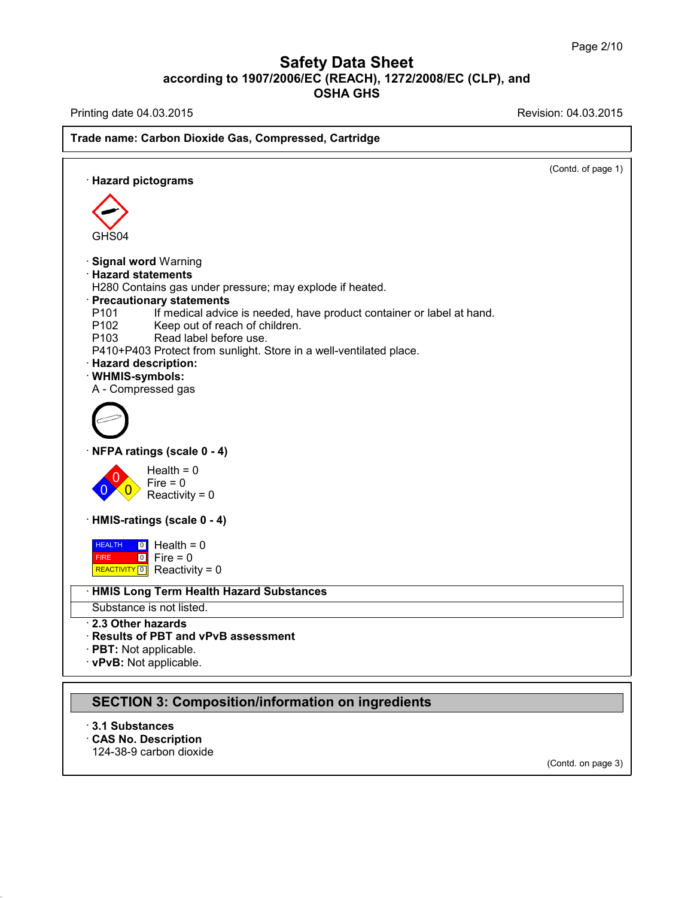**Trade name: Carbon Dioxide Gas, Compressed, Cartridge**

(Contd. of page 1)

· **Hazard pictograms**

GHS04

· **Signal word** Warning

· **Hazard statements**

H280 Contains gas under pressure; may explode if heated.

· **Precautionary statements**

P101 If medical advice is needed, have product container or label at hand.
P102 Keep out of reach of children.
P103 Read label before use.
P410+P403 Protect from sunlight. Store in a well-ventilated place.

· **Hazard description:**

· **WHMIS-symbols:**

A - Compressed gas

· **NFPA ratings (scale 0 - 4)**

Health = 0
Fire = 0
Reactivity = 0

· **HMIS-ratings (scale 0 - 4)**

| | | |
|---|---|---|
| HEALTH | 0 | Health = 0 |
| FIRE | 0 | Fire = 0 |
| REACTIVITY | 0 | Reactivity = 0 |

· **HMIS Long Term Health Hazard Substances**

Substance is not listed.

· **2.3 Other hazards**

· **Results of PBT and vPvB assessment**

· **PBT:** Not applicable.

· **vPvB:** Not applicable.

## SECTION 3: Composition/information on ingredients

· **3.1 Substances**

· **CAS No. Description**

124-38-9 carbon dioxide

(Contd. on page 3)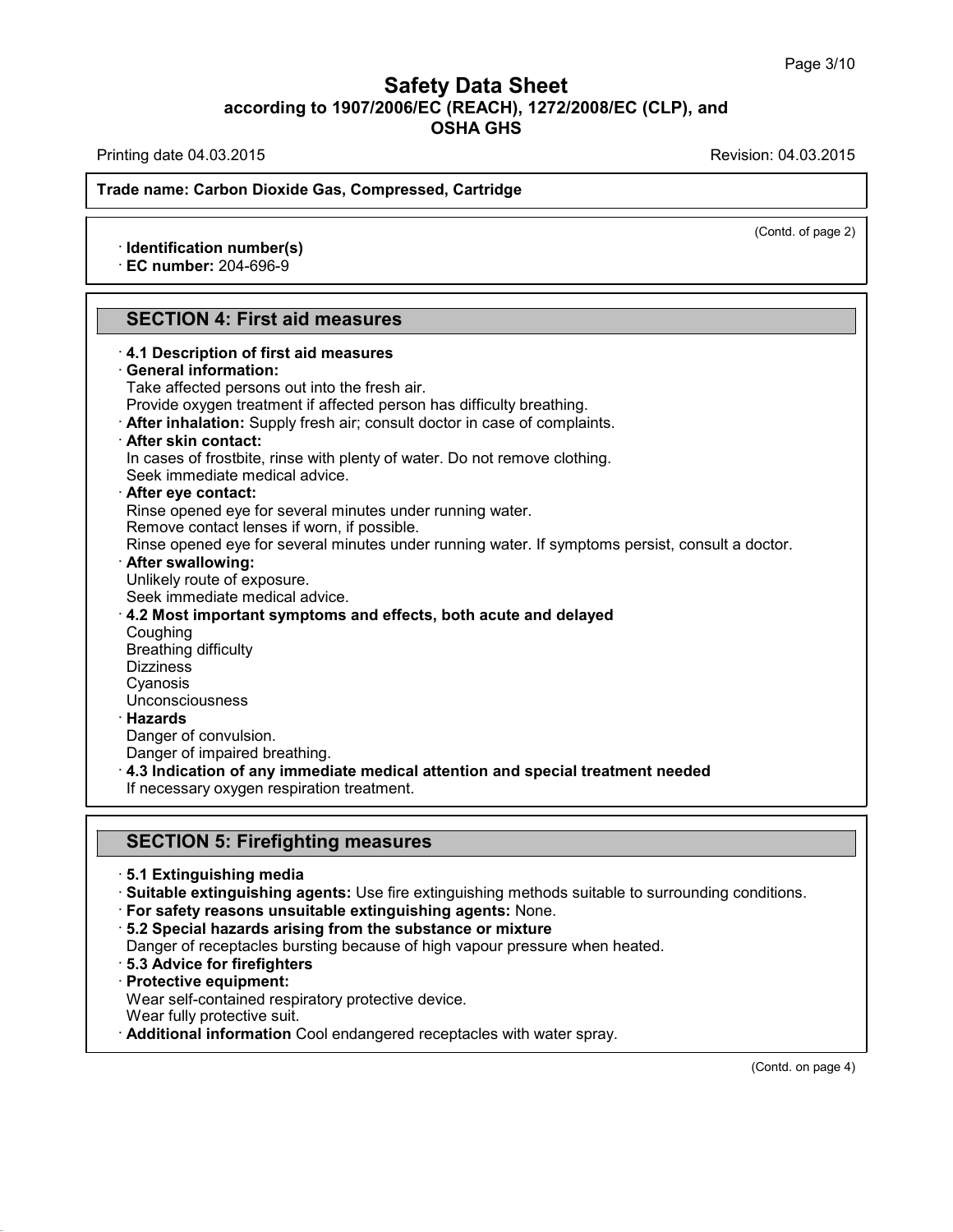(Contd. of page 2)

· **Identification number(s)**
· **EC number:** 204-696-9

## SECTION 4: First aid measures

· **4.1 Description of first aid measures**
· **General information:**
Take affected persons out into the fresh air.
Provide oxygen treatment if affected person has difficulty breathing.
· **After inhalation:** Supply fresh air; consult doctor in case of complaints.
· **After skin contact:**
In cases of frostbite, rinse with plenty of water. Do not remove clothing.
Seek immediate medical advice.
· **After eye contact:**
Rinse opened eye for several minutes under running water.
Remove contact lenses if worn, if possible.
Rinse opened eye for several minutes under running water. If symptoms persist, consult a doctor.
· **After swallowing:**
Unlikely route of exposure.
Seek immediate medical advice.
· **4.2 Most important symptoms and effects, both acute and delayed**
Coughing
Breathing difficulty
Dizziness
Cyanosis
Unconsciousness
· **Hazards**
Danger of convulsion.
Danger of impaired breathing.
· **4.3 Indication of any immediate medical attention and special treatment needed**
If necessary oxygen respiration treatment.

## SECTION 5: Firefighting measures

· **5.1 Extinguishing media**
· **Suitable extinguishing agents:** Use fire extinguishing methods suitable to surrounding conditions.
· **For safety reasons unsuitable extinguishing agents:** None.
· **5.2 Special hazards arising from the substance or mixture**
Danger of receptacles bursting because of high vapour pressure when heated.
· **5.3 Advice for firefighters**
· **Protective equipment:**
Wear self-contained respiratory protective device.
Wear fully protective suit.
· **Additional information** Cool endangered receptacles with water spray.

(Contd. on page 4)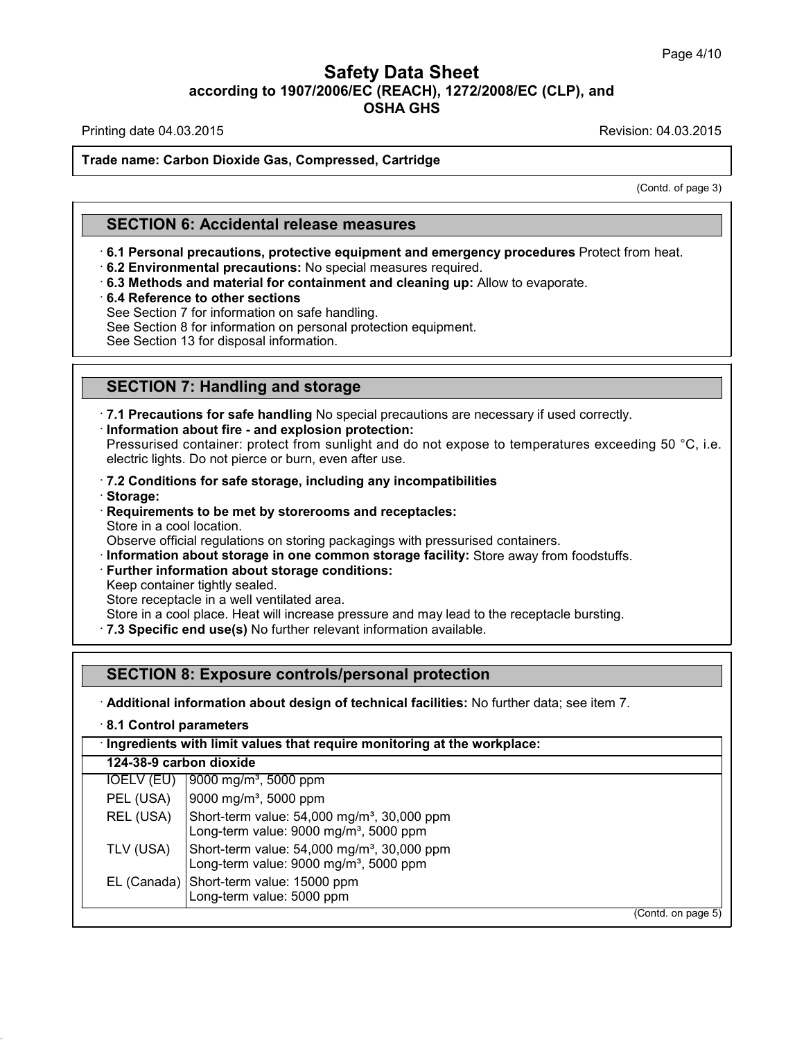Trade name: Carbon Dioxide Gas, Compressed, Cartridge

(Contd. of page 3)

## SECTION 6: Accidental release measures

· **6.1 Personal precautions, protective equipment and emergency procedures** Protect from heat.
· **6.2 Environmental precautions:** No special measures required.
· **6.3 Methods and material for containment and cleaning up:** Allow to evaporate.
· **6.4 Reference to other sections**
See Section 7 for information on safe handling.
See Section 8 for information on personal protection equipment.
See Section 13 for disposal information.

## SECTION 7: Handling and storage

· **7.1 Precautions for safe handling** No special precautions are necessary if used correctly.
· **Information about fire - and explosion protection:**
Pressurised container: protect from sunlight and do not expose to temperatures exceeding 50 °C, i.e. electric lights. Do not pierce or burn, even after use.

· **7.2 Conditions for safe storage, including any incompatibilities**
· **Storage:**
· **Requirements to be met by storerooms and receptacles:**
Store in a cool location.
Observe official regulations on storing packagings with pressurised containers.
· **Information about storage in one common storage facility:** Store away from foodstuffs.
· **Further information about storage conditions:**
Keep container tightly sealed.
Store receptacle in a well ventilated area.
Store in a cool place. Heat will increase pressure and may lead to the receptacle bursting.
· **7.3 Specific end use(s)** No further relevant information available.

## SECTION 8: Exposure controls/personal protection

· **Additional information about design of technical facilities:** No further data; see item 7.

· **8.1 Control parameters**

| · **Ingredients with limit values that require monitoring at the workplace:** | |
|---|---|
| **124-38-9 carbon dioxide** | |
| IOELV (EU) | 9000 mg/m³, 5000 ppm |
| PEL (USA) | 9000 mg/m³, 5000 ppm |
| REL (USA) | Short-term value: 54,000 mg/m³, 30,000 ppm<br>Long-term value: 9000 mg/m³, 5000 ppm |
| TLV (USA) | Short-term value: 54,000 mg/m³, 30,000 ppm<br>Long-term value: 9000 mg/m³, 5000 ppm |
| EL (Canada) | Short-term value: 15000 ppm<br>Long-term value: 5000 ppm |

(Contd. on page 5)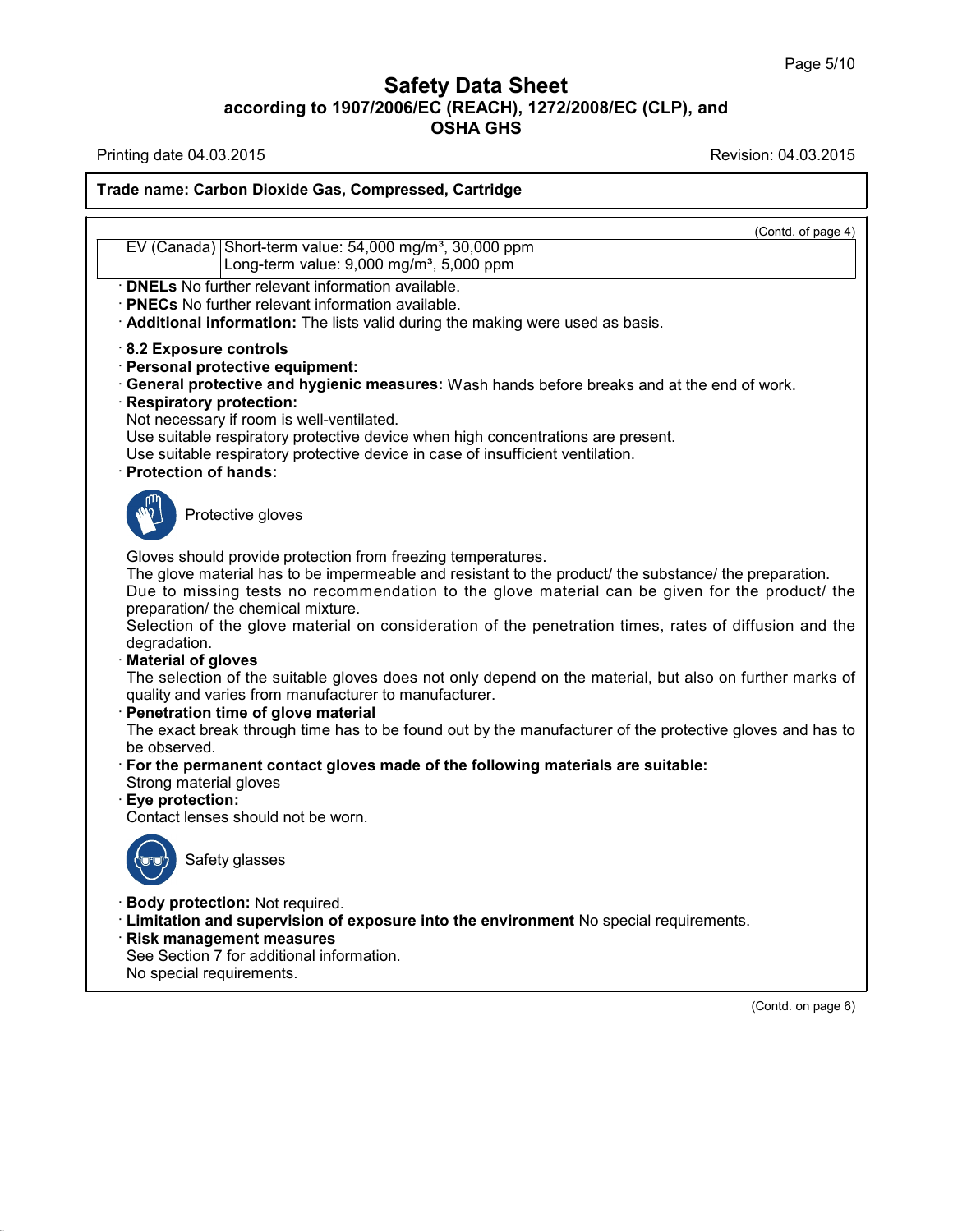**Trade name: Carbon Dioxide Gas, Compressed, Cartridge**

(Contd. of page 4)

| | |
|---|---|
| EV (Canada) | Short-term value: 54,000 mg/m³, 30,000 ppm<br>Long-term value: 9,000 mg/m³, 5,000 ppm |

· **DNELs** No further relevant information available.
· **PNECs** No further relevant information available.
· **Additional information:** The lists valid during the making were used as basis.

· **8.2 Exposure controls**
· **Personal protective equipment:**
· **General protective and hygienic measures:** Wash hands before breaks and at the end of work.
· **Respiratory protection:**
Not necessary if room is well-ventilated.
Use suitable respiratory protective device when high concentrations are present.
Use suitable respiratory protective device in case of insufficient ventilation.
· **Protection of hands:**

Protective gloves

Gloves should provide protection from freezing temperatures.
The glove material has to be impermeable and resistant to the product/ the substance/ the preparation.
Due to missing tests no recommendation to the glove material can be given for the product/ the preparation/ the chemical mixture.
Selection of the glove material on consideration of the penetration times, rates of diffusion and the degradation.
· **Material of gloves**
The selection of the suitable gloves does not only depend on the material, but also on further marks of quality and varies from manufacturer to manufacturer.
· **Penetration time of glove material**
The exact break through time has to be found out by the manufacturer of the protective gloves and has to be observed.
· **For the permanent contact gloves made of the following materials are suitable:**
Strong material gloves
· **Eye protection:**
Contact lenses should not be worn.

Safety glasses

· **Body protection:** Not required.
· **Limitation and supervision of exposure into the environment** No special requirements.
· **Risk management measures**
See Section 7 for additional information.
No special requirements.

(Contd. on page 6)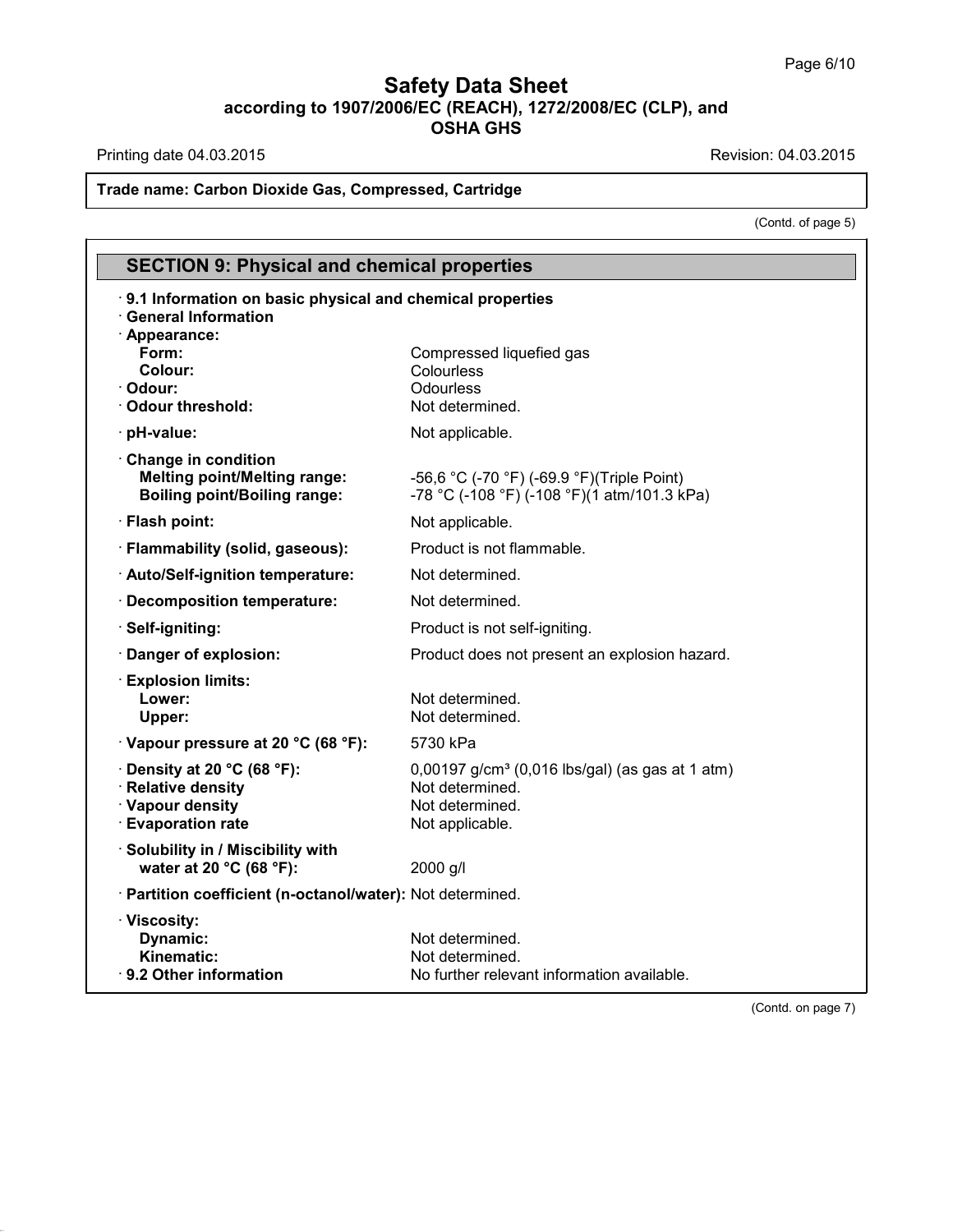**Trade name: Carbon Dioxide Gas, Compressed, Cartridge**

(Contd. of page 5)

## SECTION 9: Physical and chemical properties

· **9.1 Information on basic physical and chemical properties**
· **General Information**

| | |
|---|---|
| · **Appearance:** | |
| **Form:** | Compressed liquefied gas |
| **Colour:** | Colourless |
| · **Odour:** | Odourless |
| · **Odour threshold:** | Not determined. |
| · **pH-value:** | Not applicable. |
| · **Change in condition** | |
| **Melting point/Melting range:** | -56,6 °C (-70 °F) (-69.9 °F)(Triple Point) |
| **Boiling point/Boiling range:** | -78 °C (-108 °F) (-108 °F)(1 atm/101.3 kPa) |
| · **Flash point:** | Not applicable. |
| · **Flammability (solid, gaseous):** | Product is not flammable. |
| · **Auto/Self-ignition temperature:** | Not determined. |
| · **Decomposition temperature:** | Not determined. |
| · **Self-igniting:** | Product is not self-igniting. |
| · **Danger of explosion:** | Product does not present an explosion hazard. |
| · **Explosion limits:** | |
| **Lower:** | Not determined. |
| **Upper:** | Not determined. |
| · **Vapour pressure at 20 °C (68 °F):** | 5730 kPa |
| · **Density at 20 °C (68 °F):** | 0,00197 g/cm³ (0,016 lbs/gal) (as gas at 1 atm) |
| · **Relative density** | Not determined. |
| · **Vapour density** | Not determined. |
| · **Evaporation rate** | Not applicable. |
| · **Solubility in / Miscibility with water at 20 °C (68 °F):** | 2000 g/l |
| · **Partition coefficient (n-octanol/water):** | Not determined. |
| · **Viscosity:** | |
| **Dynamic:** | Not determined. |
| **Kinematic:** | Not determined. |
| · **9.2 Other information** | No further relevant information available. |

(Contd. on page 7)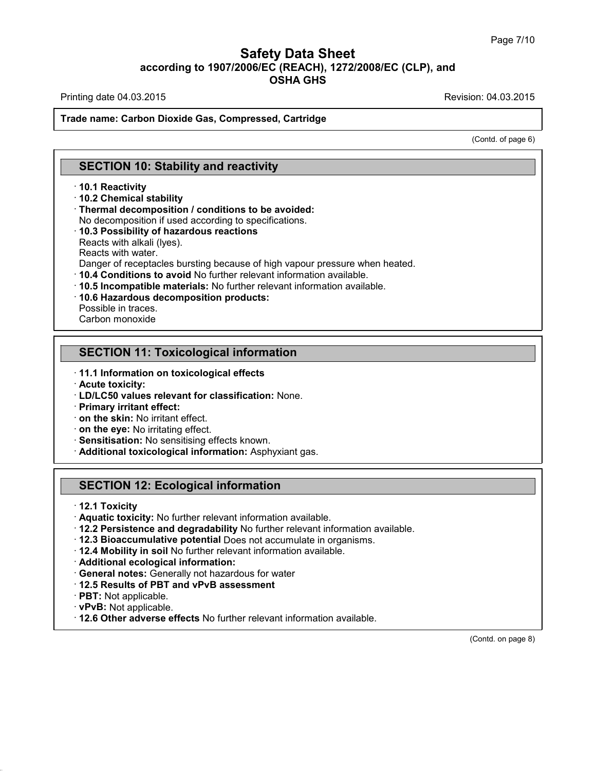# Safety Data Sheet

**according to 1907/2006/EC (REACH), 1272/2008/EC (CLP), and OSHA GHS**

Printing date 04.03.2015 Revision: 04.03.2015

**Trade name: Carbon Dioxide Gas, Compressed, Cartridge**

(Contd. of page 6)

## SECTION 10: Stability and reactivity

· **10.1 Reactivity**
· **10.2 Chemical stability**
· **Thermal decomposition / conditions to be avoided:**
No decomposition if used according to specifications.
· **10.3 Possibility of hazardous reactions**
Reacts with alkali (lyes).
Reacts with water.
Danger of receptacles bursting because of high vapour pressure when heated.
· **10.4 Conditions to avoid** No further relevant information available.
· **10.5 Incompatible materials:** No further relevant information available.
· **10.6 Hazardous decomposition products:**
Possible in traces.
Carbon monoxide

## SECTION 11: Toxicological information

· **11.1 Information on toxicological effects**
· **Acute toxicity:**
· **LD/LC50 values relevant for classification:** None.
· **Primary irritant effect:**
· **on the skin:** No irritant effect.
· **on the eye:** No irritating effect.
· **Sensitisation:** No sensitising effects known.
· **Additional toxicological information:** Asphyxiant gas.

## SECTION 12: Ecological information

· **12.1 Toxicity**
· **Aquatic toxicity:** No further relevant information available.
· **12.2 Persistence and degradability** No further relevant information available.
· **12.3 Bioaccumulative potential** Does not accumulate in organisms.
· **12.4 Mobility in soil** No further relevant information available.
· **Additional ecological information:**
· **General notes:** Generally not hazardous for water
· **12.5 Results of PBT and vPvB assessment**
· **PBT:** Not applicable.
· **vPvB:** Not applicable.
· **12.6 Other adverse effects** No further relevant information available.

(Contd. on page 8)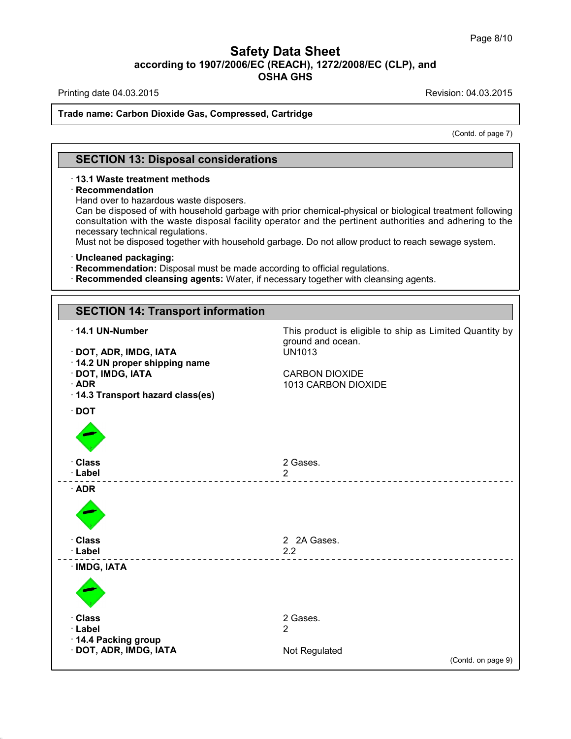# Safety Data Sheet
## according to 1907/2006/EC (REACH), 1272/2008/EC (CLP), and OSHA GHS

Printing date 04.03.2015 | Revision: 04.03.2015

**Trade name: Carbon Dioxide Gas, Compressed, Cartridge**

(Contd. of page 7)

## SECTION 13: Disposal considerations

- **13.1 Waste treatment methods**
- **Recommendation**

Hand over to hazardous waste disposers.
Can be disposed of with household garbage with prior chemical-physical or biological treatment following consultation with the waste disposal facility operator and the pertinent authorities and adhering to the necessary technical regulations.
Must not be disposed together with household garbage. Do not allow product to reach sewage system.

- **Uncleaned packaging:**
- **Recommendation:** Disposal must be made according to official regulations.
- **Recommended cleansing agents:** Water, if necessary together with cleansing agents.

## SECTION 14: Transport information

| | |
|---|---|
| **14.1 UN-Number** | This product is eligible to ship as Limited Quantity by ground and ocean. |
| **DOT, ADR, IMDG, IATA** | UN1013 |
| **14.2 UN proper shipping name** | |
| **DOT, IMDG, IATA** | CARBON DIOXIDE |
| **ADR** | 1013 CARBON DIOXIDE |
| **14.3 Transport hazard class(es)** | |
| **DOT** | |
| **Class** | 2 Gases. |
| **Label** | 2 |
| **ADR** | |
| **Class** | 2 2A Gases. |
| **Label** | 2.2 |
| **IMDG, IATA** | |
| **Class** | 2 Gases. |
| **Label** | 2 |
| **14.4 Packing group** | |
| **DOT, ADR, IMDG, IATA** | Not Regulated |

(Contd. on page 9)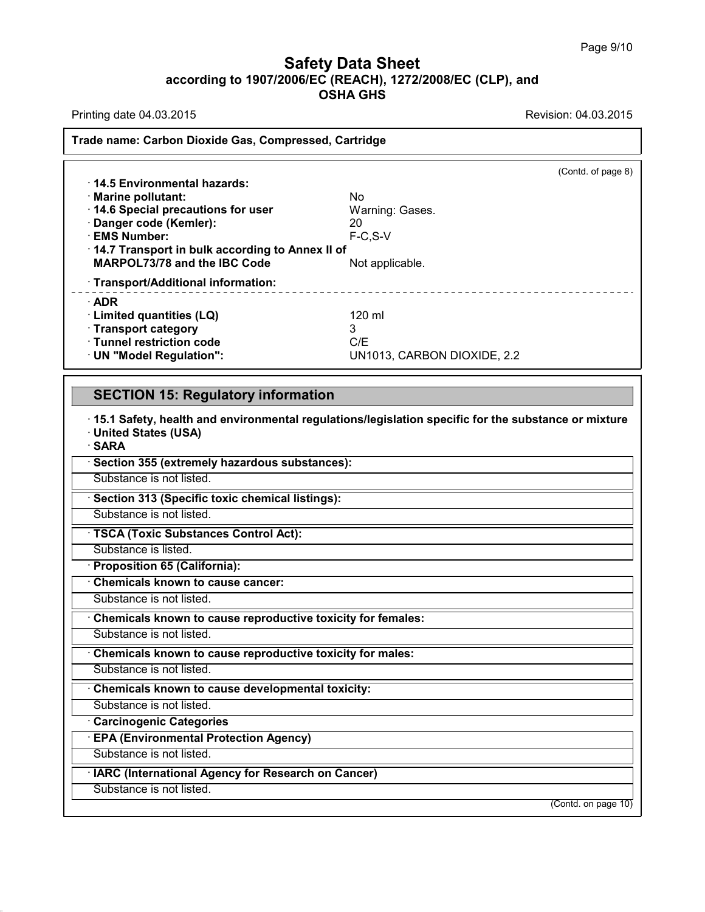(Contd. of page 8)

- **14.5 Environmental hazards:**
- **Marine pollutant:** No
- **14.6 Special precautions for user** Warning: Gases.
- **Danger code (Kemler):** 20
- **EMS Number:** F-C,S-V
- **14.7 Transport in bulk according to Annex II of MARPOL73/78 and the IBC Code** Not applicable.
- **Transport/Additional information:**

- **ADR**
- **Limited quantities (LQ)** 120 ml
- **Transport category** 3
- **Tunnel restriction code** C/E
- **UN "Model Regulation":** UN1013, CARBON DIOXIDE, 2.2

## SECTION 15: Regulatory information

- **15.1 Safety, health and environmental regulations/legislation specific for the substance or mixture**
- **United States (USA)**
- **SARA**

- **Section 355 (extremely hazardous substances):**

Substance is not listed.

- **Section 313 (Specific toxic chemical listings):**

Substance is not listed.

- **TSCA (Toxic Substances Control Act):**

Substance is listed.

- **Proposition 65 (California):**
- **Chemicals known to cause cancer:**

Substance is not listed.

- **Chemicals known to cause reproductive toxicity for females:**

Substance is not listed.

- **Chemicals known to cause reproductive toxicity for males:**

Substance is not listed.

- **Chemicals known to cause developmental toxicity:**

Substance is not listed.

- **Carcinogenic Categories**
- **EPA (Environmental Protection Agency)**

Substance is not listed.

- **IARC (International Agency for Research on Cancer)**

Substance is not listed.

(Contd. on page 10)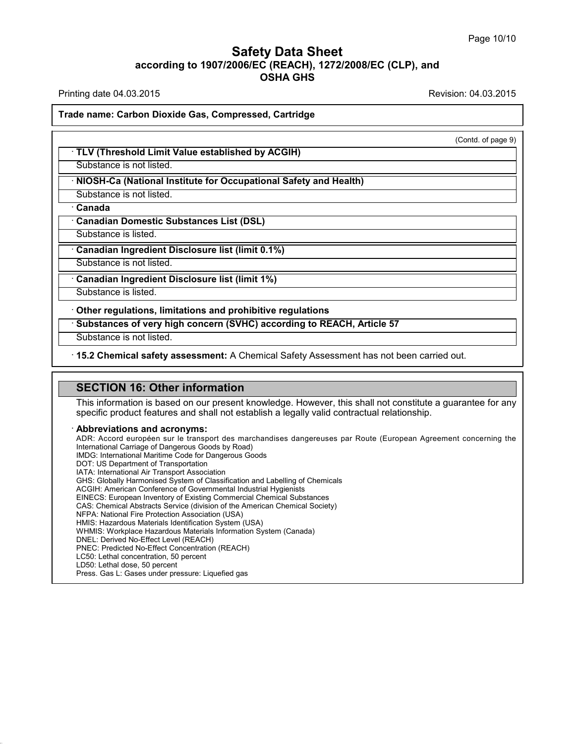Trade name: Carbon Dioxide Gas, Compressed, Cartridge

(Contd. of page 9)

· **TLV (Threshold Limit Value established by ACGIH)**

Substance is not listed.

· **NIOSH-Ca (National Institute for Occupational Safety and Health)**

Substance is not listed.

· **Canada**

· **Canadian Domestic Substances List (DSL)**

Substance is listed.

· **Canadian Ingredient Disclosure list (limit 0.1%)**

Substance is not listed.

· **Canadian Ingredient Disclosure list (limit 1%)**

Substance is listed.

· **Other regulations, limitations and prohibitive regulations**

· **Substances of very high concern (SVHC) according to REACH, Article 57**

Substance is not listed.

· **15.2 Chemical safety assessment:** A Chemical Safety Assessment has not been carried out.

## SECTION 16: Other information

This information is based on our present knowledge. However, this shall not constitute a guarantee for any specific product features and shall not establish a legally valid contractual relationship.

· **Abbreviations and acronyms:**

ADR: Accord européen sur le transport des marchandises dangereuses par Route (European Agreement concerning the International Carriage of Dangerous Goods by Road)
IMDG: International Maritime Code for Dangerous Goods
DOT: US Department of Transportation
IATA: International Air Transport Association
GHS: Globally Harmonised System of Classification and Labelling of Chemicals
ACGIH: American Conference of Governmental Industrial Hygienists
EINECS: European Inventory of Existing Commercial Chemical Substances
CAS: Chemical Abstracts Service (division of the American Chemical Society)
NFPA: National Fire Protection Association (USA)
HMIS: Hazardous Materials Identification System (USA)
WHMIS: Workplace Hazardous Materials Information System (Canada)
DNEL: Derived No-Effect Level (REACH)
PNEC: Predicted No-Effect Concentration (REACH)
LC50: Lethal concentration, 50 percent
LD50: Lethal dose, 50 percent
Press. Gas L: Gases under pressure: Liquefied gas